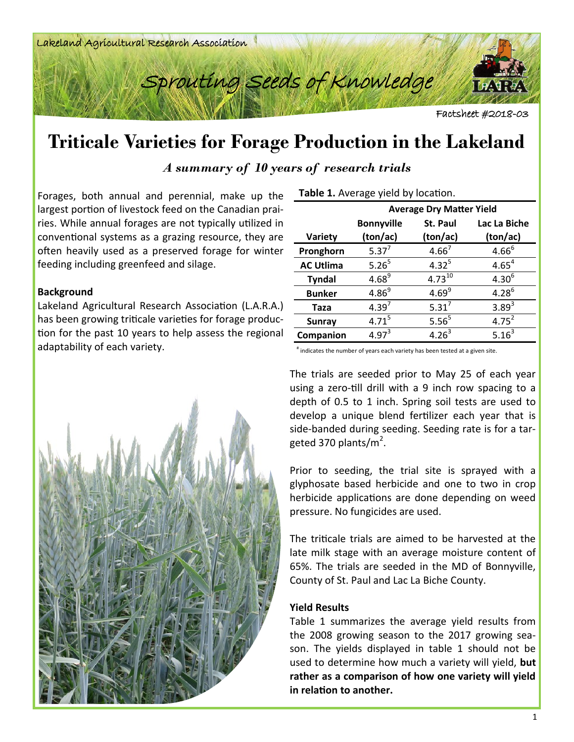Lakeland Agricultural Research Association

Sprouting Seeds of Knowledge

Factsheet #2018-03

# Triticale Varieties for Forage Production in the Lakeland

### *A summary of 10 years of research trials*

Forages, both annual and perennial, make up the largest portion of livestock feed on the Canadian prairies. While annual forages are not typically utilized in conventional systems as a grazing resource, they are often heavily used as a preserved forage for winter feeding including greenfeed and silage.

**Background**

Lakeland Agricultural Research Association (L.A.R.A.) has been growing triticale varieties for forage production for the past 10 years to help assess the regional adaptability of each variety.

**Table 1.** Average yield by location.

| | Average Dry Matter Yield | | |
|---|---|---|---|
| Variety | Bonnyville (ton/ac) | St. Paul (ton/ac) | Lac La Biche (ton/ac) |
| **Pronghorn** | 5.37[7] | 4.66[7] | 4.66[6] |
| **AC Utlima** | 5.26[5] | 4.32[5] | 4.65[4] |
| **Tyndal** | 4.68[9] | 4.73[10] | 4.30[6] |
| **Bunker** | 4.86[9] | 4.69[9] | 4.28[6] |
| **Taza** | 4.39[7] | 5.31[7] | 3.89[3] |
| **Sunray** | 4.71[5] | 5.56[5] | 4.75[2] |
| **Companion** | 4.97[3] | 4.26[3] | 5.16[3] |

[#] indicates the number of years each variety has been tested at a given site.

The trials are seeded prior to May 25 of each year using a zero-till drill with a 9 inch row spacing to a depth of 0.5 to 1 inch. Spring soil tests are used to develop a unique blend fertilizer each year that is side-banded during seeding. Seeding rate is for a targeted 370 plants/m$^2$.

Prior to seeding, the trial site is sprayed with a glyphosate based herbicide and one to two in crop herbicide applications are done depending on weed pressure. No fungicides are used.

The triticale trials are aimed to be harvested at the late milk stage with an average moisture content of 65%. The trials are seeded in the MD of Bonnyville, County of St. Paul and Lac La Biche County.

**Yield Results**

Table 1 summarizes the average yield results from the 2008 growing season to the 2017 growing season. The yields displayed in table 1 should not be used to determine how much a variety will yield, **but rather as a comparison of how one variety will yield in relation to another.**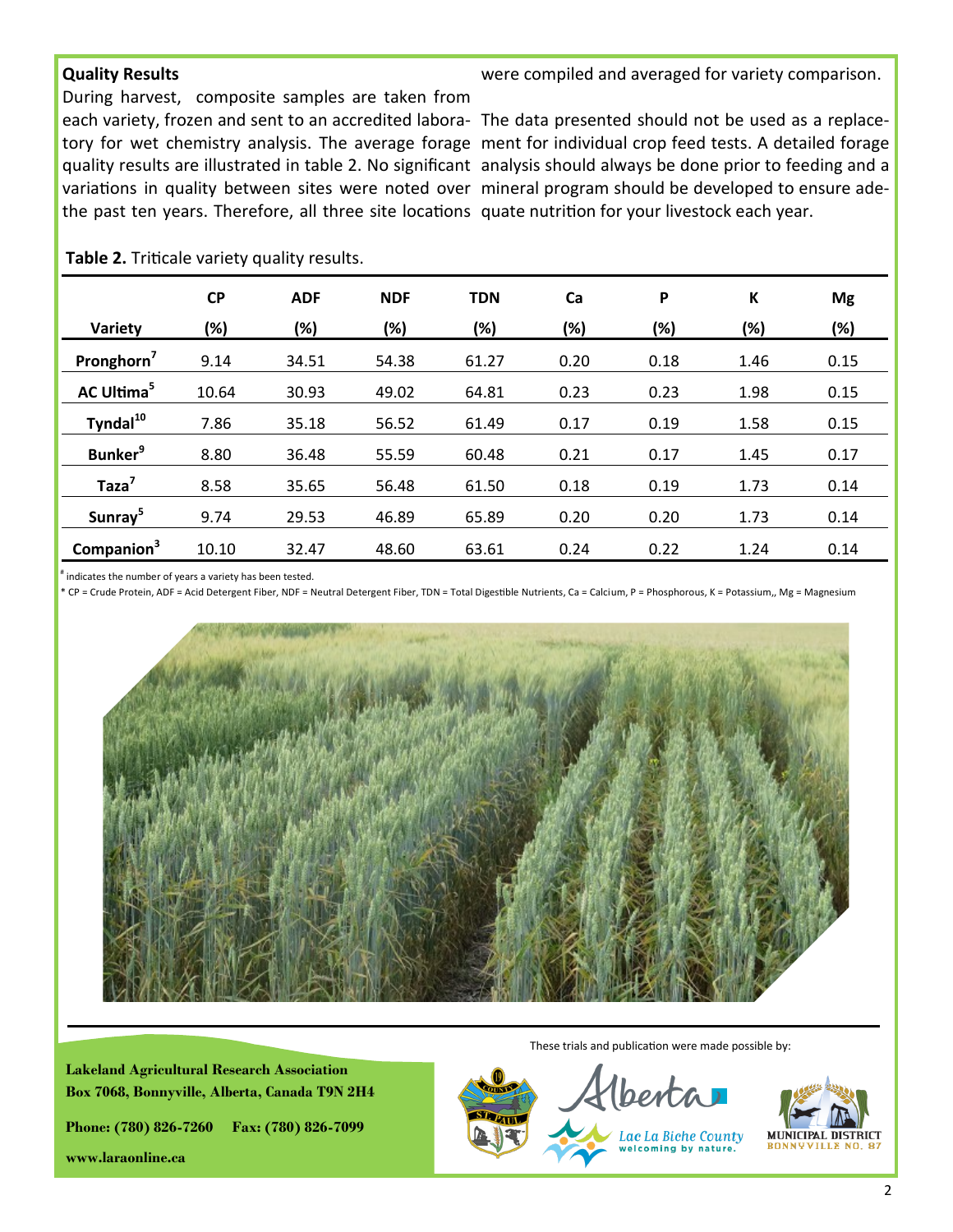## Quality Results

During harvest, composite samples are taken from each variety, frozen and sent to an accredited laboratory for wet chemistry analysis. The average forage quality results are illustrated in table 2. No significant variations in quality between sites were noted over the past ten years. Therefore, all three site locations were compiled and averaged for variety comparison.

The data presented should not be used as a replacement for individual crop feed tests. A detailed forage analysis should always be done prior to feeding and a mineral program should be developed to ensure adequate nutrition for your livestock each year.

**Table 2.** Triticale variety quality results.

| Variety | CP (%) | ADF (%) | NDF (%) | TDN (%) | Ca (%) | P (%) | K (%) | Mg (%) |
|---|---|---|---|---|---|---|---|---|
| **Pronghorn[7]** | 9.14 | 34.51 | 54.38 | 61.27 | 0.20 | 0.18 | 1.46 | 0.15 |
| **AC Ultima[5]** | 10.64 | 30.93 | 49.02 | 64.81 | 0.23 | 0.23 | 1.98 | 0.15 |
| **Tyndal[10]** | 7.86 | 35.18 | 56.52 | 61.49 | 0.17 | 0.19 | 1.58 | 0.15 |
| **Bunker[9]** | 8.80 | 36.48 | 55.59 | 60.48 | 0.21 | 0.17 | 1.45 | 0.17 |
| **Taza[7]** | 8.58 | 35.65 | 56.48 | 61.50 | 0.18 | 0.19 | 1.73 | 0.14 |
| **Sunray[5]** | 9.74 | 29.53 | 46.89 | 65.89 | 0.20 | 0.20 | 1.73 | 0.14 |
| **Companion[3]** | 10.10 | 32.47 | 48.60 | 63.61 | 0.24 | 0.22 | 1.24 | 0.14 |

[#] indicates the number of years a variety has been tested.

* CP = Crude Protein, ADF = Acid Detergent Fiber, NDF = Neutral Detergent Fiber, TDN = Total Digestible Nutrients, Ca = Calcium, P = Phosphorous, K = Potassium,, Mg = Magnesium

**Lakeland Agricultural Research Association**
**Box 7068, Bonnyville, Alberta, Canada T9N 2H4**

**Phone: (780) 826-7260 Fax: (780) 826-7099**

**www.laraonline.ca**

These trials and publication were made possible by: